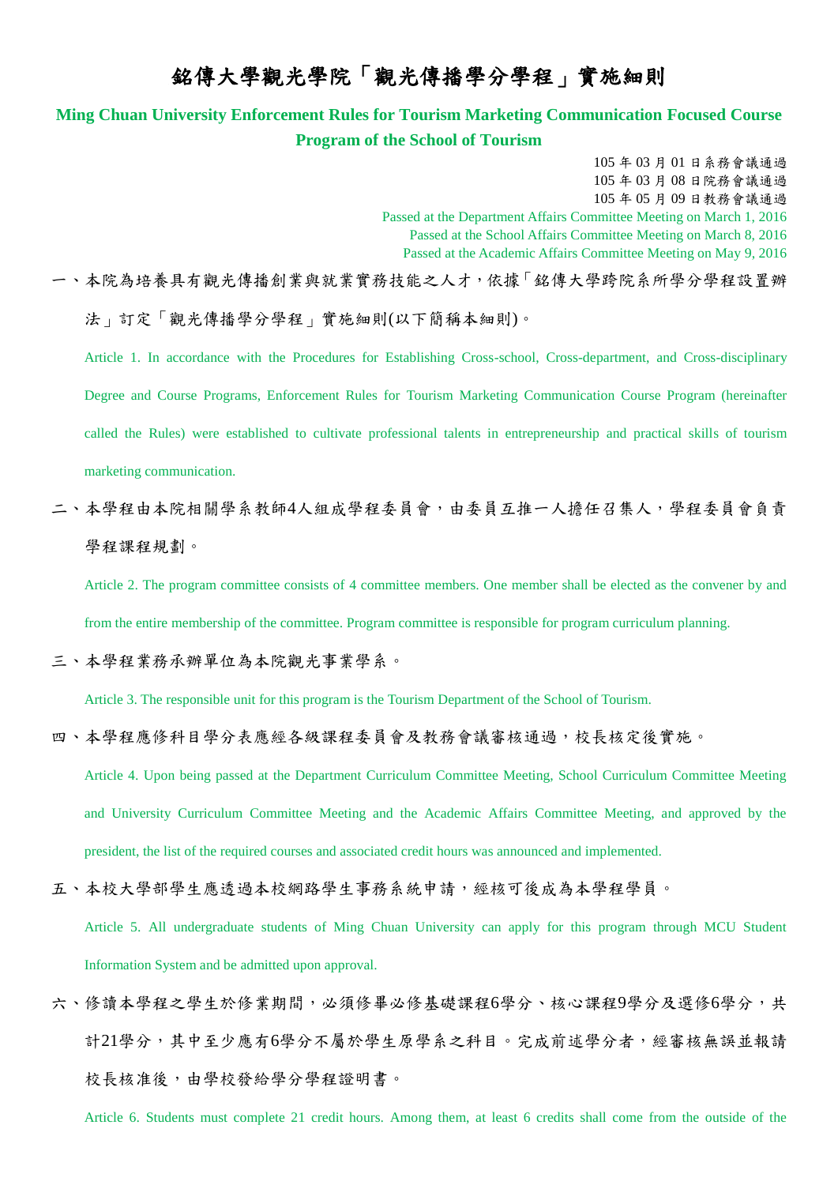# 銘傳大學觀光學院「觀光傳播學分學程」實施細則

## Ming Chuan University Enforcement Rules for Tourism Marketing Communication Focused Course Program of the School of Tourism

105 年 03 月 01 日系務會議通過
105 年 03 月 08 日院務會議通過
105 年 05 月 09 日教務會議通過
Passed at the Department Affairs Committee Meeting on March 1, 2016
Passed at the School Affairs Committee Meeting on March 8, 2016
Passed at the Academic Affairs Committee Meeting on May 9, 2016

一、本院為培養具有觀光傳播創業與就業實務技能之人才，依據「銘傳大學跨院系所學分學程設置辦法」訂定「觀光傳播學分學程」實施細則(以下簡稱本細則)。

Article 1. In accordance with the Procedures for Establishing Cross-school, Cross-department, and Cross-disciplinary Degree and Course Programs, Enforcement Rules for Tourism Marketing Communication Course Program (hereinafter called the Rules) were established to cultivate professional talents in entrepreneurship and practical skills of tourism marketing communication.

二、本學程由本院相關學系教師4人組成學程委員會，由委員互推一人擔任召集人，學程委員會負責學程課程規劃。

Article 2. The program committee consists of 4 committee members. One member shall be elected as the convener by and from the entire membership of the committee. Program committee is responsible for program curriculum planning.

三、本學程業務承辦單位為本院觀光事業學系。

Article 3. The responsible unit for this program is the Tourism Department of the School of Tourism.

四、本學程應修科目學分表應經各級課程委員會及教務會議審核通過，校長核定後實施。

Article 4. Upon being passed at the Department Curriculum Committee Meeting, School Curriculum Committee Meeting and University Curriculum Committee Meeting and the Academic Affairs Committee Meeting, and approved by the president, the list of the required courses and associated credit hours was announced and implemented.

五、本校大學部學生應透過本校網路學生事務系統申請，經核可後成為本學程學員。

Article 5. All undergraduate students of Ming Chuan University can apply for this program through MCU Student Information System and be admitted upon approval.

六、修讀本學程之學生於修業期間，必須修畢必修基礎課程6學分、核心課程9學分及選修6學分，共計21學分，其中至少應有6學分不屬於學生原學系之科目。完成前述學分者，經審核無誤並報請校長核准後，由學校發給學分學程證明書。

Article 6. Students must complete 21 credit hours. Among them, at least 6 credits shall come from the outside of the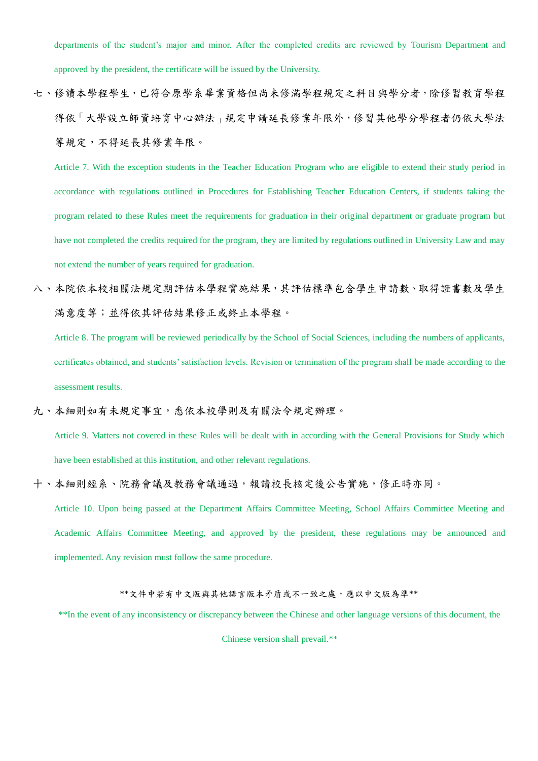departments of the student's major and minor. After the completed credits are reviewed by Tourism Department and approved by the president, the certificate will be issued by the University.

七、修讀本學程學生，已符合原學系畢業資格但尚未修滿學程規定之科目與學分者，除修習教育學程得依「大學設立師資培育中心辦法」規定申請延長修業年限外，修習其他學分學程者仍依大學法等規定，不得延長其修業年限。

Article 7. With the exception students in the Teacher Education Program who are eligible to extend their study period in accordance with regulations outlined in Procedures for Establishing Teacher Education Centers, if students taking the program related to these Rules meet the requirements for graduation in their original department or graduate program but have not completed the credits required for the program, they are limited by regulations outlined in University Law and may not extend the number of years required for graduation.

八、本院依本校相關法規定期評估本學程實施結果，其評估標準包含學生申請數、取得證書數及學生滿意度等；並得依其評估結果修正或終止本學程。

Article 8. The program will be reviewed periodically by the School of Social Sciences, including the numbers of applicants, certificates obtained, and students' satisfaction levels. Revision or termination of the program shall be made according to the assessment results.

九、本細則如有未規定事宜，悉依本校學則及有關法令規定辦理。

Article 9. Matters not covered in these Rules will be dealt with in according with the General Provisions for Study which have been established at this institution, and other relevant regulations.

十、本細則經系、院務會議及教務會議通過，報請校長核定後公告實施，修正時亦同。

Article 10. Upon being passed at the Department Affairs Committee Meeting, School Affairs Committee Meeting and Academic Affairs Committee Meeting, and approved by the president, these regulations may be announced and implemented. Any revision must follow the same procedure.

**文件中若有中文版與其他語言版本矛盾或不一致之處，應以中文版為準**

**In the event of any inconsistency or discrepancy between the Chinese and other language versions of this document, the Chinese version shall prevail.**